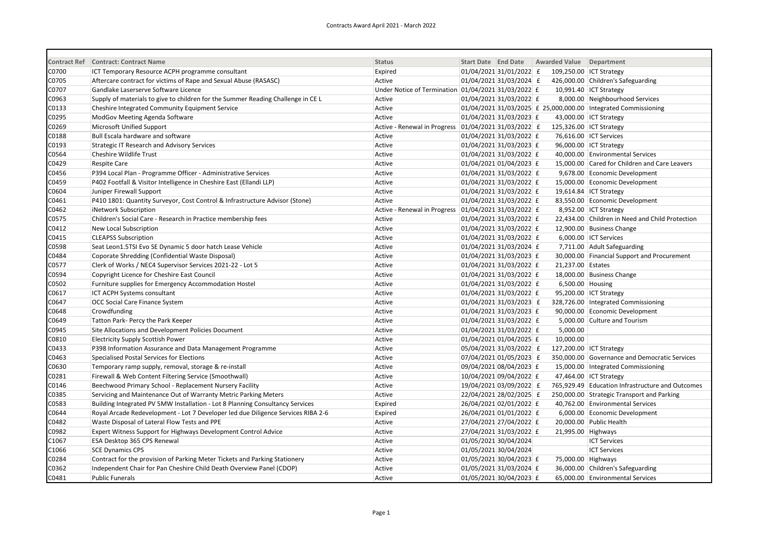Contracts Award April 2021 - March 2022

| Contract Ref | Contract: Contract Name | Status | Start Date | End Date | Awarded Value | Department |
|---|---|---|---|---|---|---|
| C0700 | ICT Temporary Resource ACPH programme consultant | Expired | 01/04/2021 | 31/01/2022 | £ 109,250.00 | ICT Strategy |
| C0705 | Aftercare contract for victims of Rape and Sexual Abuse (RASASC) | Active | 01/04/2021 | 31/03/2024 | £ 426,000.00 | Children's Safeguarding |
| C0707 | Gandlake Laserserve Software Licence | Under Notice of Termination | 01/04/2021 | 31/03/2022 | £ 10,991.40 | ICT Strategy |
| C0963 | Supply of materials to give to children for the Summer Reading Challenge in CE L | Active | 01/04/2021 | 31/03/2022 | £ 8,000.00 | Neighbourhood Services |
| C0133 | Cheshire Integrated Community Equipment Service | Active | 01/04/2021 | 31/03/2025 | £ 25,000,000.00 | Integrated Commissioning |
| C0295 | ModGov Meeting Agenda Software | Active | 01/04/2021 | 31/03/2023 | £ 43,000.00 | ICT Strategy |
| C0269 | Microsoft Unified Support | Active - Renewal in Progress | 01/04/2021 | 31/03/2022 | £ 125,326.00 | ICT Strategy |
| C0188 | Bull Escala hardware and software | Active | 01/04/2021 | 31/03/2022 | £ 76,616.00 | ICT Services |
| C0193 | Strategic IT Research and Advisory Services | Active | 01/04/2021 | 31/03/2023 | £ 96,000.00 | ICT Strategy |
| C0564 | Cheshire Wildlife Trust | Active | 01/04/2021 | 31/03/2022 | £ 40,000.00 | Environmental Services |
| C0429 | Respite Care | Active | 01/04/2021 | 01/04/2023 | £ 15,000.00 | Cared for Children and Care Leavers |
| C0456 | P394 Local Plan - Programme Officer - Administrative Services | Active | 01/04/2021 | 31/03/2022 | £ 9,678.00 | Economic Development |
| C0459 | P402 Footfall & Visitor Intelligence in Cheshire East (Ellandi LLP) | Active | 01/04/2021 | 31/03/2022 | £ 15,000.00 | Economic Development |
| C0604 | Juniper Firewall Support | Active | 01/04/2021 | 31/03/2022 | £ 19,614.84 | ICT Strategy |
| C0461 | P410 1801: Quantity Surveyor, Cost Control & Infrastructure Advisor (Stone) | Active | 01/04/2021 | 31/03/2022 | £ 83,550.00 | Economic Development |
| C0462 | iNetwork Subscription | Active - Renewal in Progress | 01/04/2021 | 31/03/2022 | £ 8,952.00 | ICT Strategy |
| C0575 | Children's Social Care - Research in Practice membership fees | Active | 01/04/2021 | 31/03/2022 | £ 22,434.00 | Children in Need and Child Protection |
| C0412 | New Local Subscription | Active | 01/04/2021 | 31/03/2022 | £ 12,900.00 | Business Change |
| C0415 | CLEAPSS Subscription | Active | 01/04/2021 | 31/03/2022 | £ 6,000.00 | ICT Services |
| C0598 | Seat Leon1.5TSI Evo SE Dynamic 5 door hatch Lease Vehicle | Active | 01/04/2021 | 31/03/2024 | £ 7,711.00 | Adult Safeguarding |
| C0484 | Coporate Shredding (Confidential Waste Disposal) | Active | 01/04/2021 | 31/03/2023 | £ 30,000.00 | Financial Support and Procurement |
| C0577 | Clerk of Works / NEC4 Supervisor Services 2021-22 - Lot 5 | Active | 01/04/2021 | 31/03/2022 | £ 21,237.00 | Estates |
| C0594 | Copyright Licence for Cheshire East Council | Active | 01/04/2021 | 31/03/2022 | £ 18,000.00 | Business Change |
| C0502 | Furniture supplies for Emergency Accommodation Hostel | Active | 01/04/2021 | 31/03/2022 | £ 6,500.00 | Housing |
| C0617 | ICT ACPH Systems consultant | Active | 01/04/2021 | 31/03/2022 | £ 95,200.00 | ICT Strategy |
| C0647 | OCC Social Care Finance System | Active | 01/04/2021 | 31/03/2023 | £ 328,726.00 | Integrated Commissioning |
| C0648 | Crowdfunding | Active | 01/04/2021 | 31/03/2023 | £ 90,000.00 | Economic Development |
| C0649 | Tatton Park- Percy the Park Keeper | Active | 01/04/2021 | 31/03/2022 | £ 5,000.00 | Culture and Tourism |
| C0945 | Site Allocations and Development Policies Document | Active | 01/04/2021 | 31/03/2022 | £ 5,000.00 | |
| C0810 | Electricity Supply Scottish Power | Active | 01/04/2021 | 01/04/2025 | £ 10,000.00 | |
| C0433 | P398 Information Assurance and Data Management Programme | Active | 05/04/2021 | 31/03/2022 | £ 127,200.00 | ICT Strategy |
| C0463 | Specialised Postal Services for Elections | Active | 07/04/2021 | 01/05/2023 | £ 350,000.00 | Governance and Democratic Services |
| C0630 | Temporary ramp supply, removal, storage & re-install | Active | 09/04/2021 | 08/04/2023 | £ 15,000.00 | Integrated Commissioning |
| C0281 | Firewall & Web Content Filtering Service (Smoothwall) | Active | 10/04/2021 | 09/04/2022 | £ 47,464.00 | ICT Strategy |
| C0146 | Beechwood Primary School - Replacement Nursery Facility | Active | 19/04/2021 | 03/09/2022 | £ 765,929.49 | Education Infrastructure and Outcomes |
| C0385 | Servicing and Maintenance Out of Warranty Metric Parking Meters | Active | 22/04/2021 | 28/02/2025 | £ 250,000.00 | Strategic Transport and Parking |
| C0583 | Building Integrated PV 5MW Installation - Lot 8 Planning Consultancy Services | Expired | 26/04/2021 | 02/01/2022 | £ 40,762.00 | Environmental Services |
| C0644 | Royal Arcade Redevelopment - Lot 7 Developer led due Diligence Services RIBA 2-6 | Expired | 26/04/2021 | 01/01/2022 | £ 6,000.00 | Economic Development |
| C0482 | Waste Disposal of Lateral Flow Tests and PPE | Active | 27/04/2021 | 27/04/2022 | £ 20,000.00 | Public Health |
| C0982 | Expert Witness Support for Highways Development Control Advice | Active | 27/04/2021 | 31/03/2022 | £ 21,995.00 | Highways |
| C1067 | ESA Desktop 365 CPS Renewal | Active | 01/05/2021 | 30/04/2024 | | ICT Services |
| C1066 | SCE Dynamics CPS | Active | 01/05/2021 | 30/04/2024 | | ICT Services |
| C0284 | Contract for the provision of Parking Meter Tickets and Parking Stationery | Active | 01/05/2021 | 30/04/2023 | £ 75,000.00 | Highways |
| C0362 | Independent Chair for Pan Cheshire Child Death Overview Panel (CDOP) | Active | 01/05/2021 | 31/03/2024 | £ 36,000.00 | Children's Safeguarding |
| C0481 | Public Funerals | Active | 01/05/2021 | 30/04/2023 | £ 65,000.00 | Environmental Services |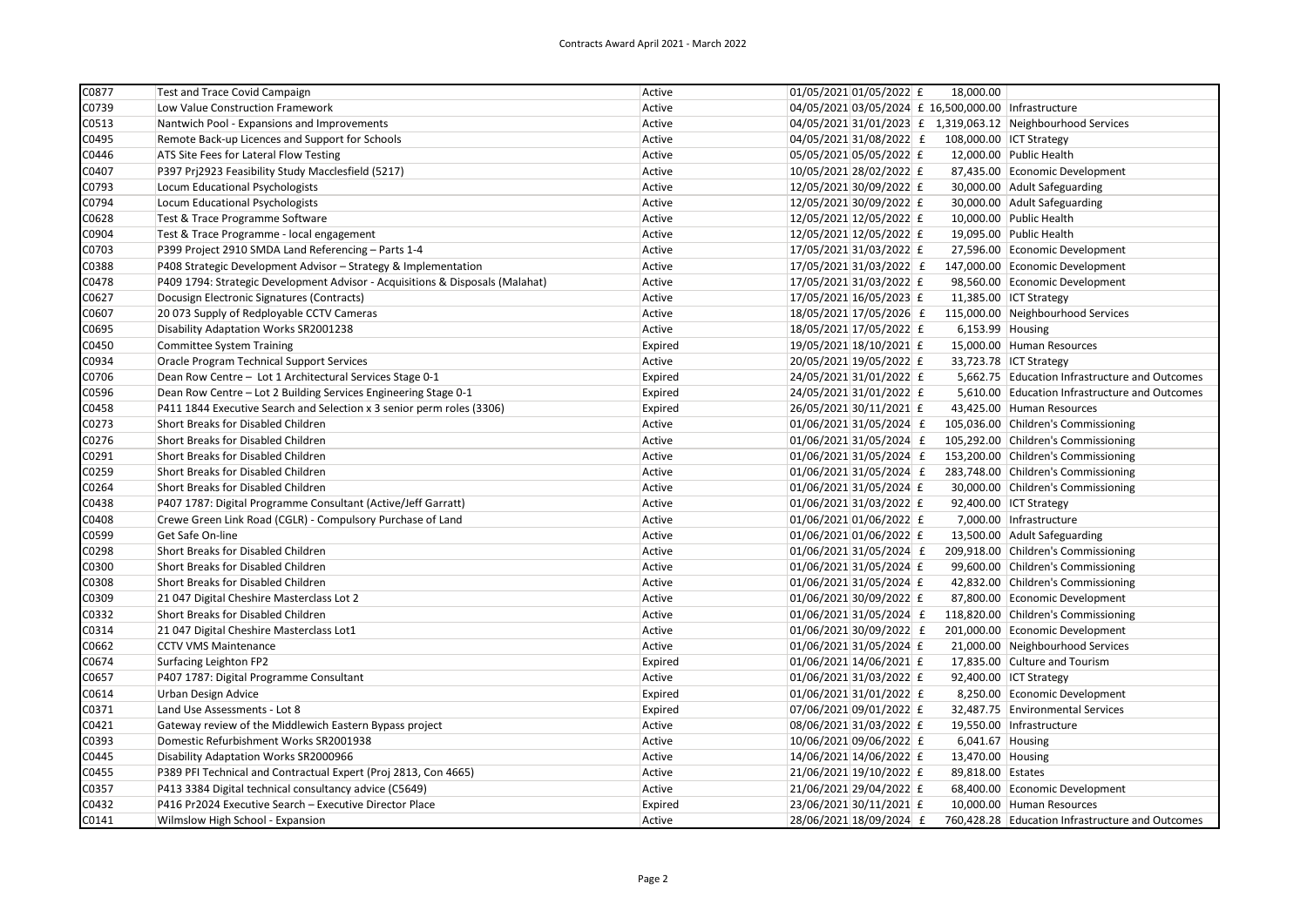# Contracts Award April 2021 - March 2022

| | | | | | | |
|---|---|---|---|---|---|---|
| C0877 | Test and Trace Covid Campaign | Active | 01/05/2021 | 01/05/2022 | £ 18,000.00 | |
| C0739 | Low Value Construction Framework | Active | 04/05/2021 | 03/05/2024 | £ 16,500,000.00 | Infrastructure |
| C0513 | Nantwich Pool - Expansions and Improvements | Active | 04/05/2021 | 31/01/2023 | £ 1,319,063.12 | Neighbourhood Services |
| C0495 | Remote Back-up Licences and Support for Schools | Active | 04/05/2021 | 31/08/2022 | £ 108,000.00 | ICT Strategy |
| C0446 | ATS Site Fees for Lateral Flow Testing | Active | 05/05/2021 | 05/05/2022 | £ 12,000.00 | Public Health |
| C0407 | P397 Prj2923 Feasibility Study Macclesfield (5217) | Active | 10/05/2021 | 28/02/2022 | £ 87,435.00 | Economic Development |
| C0793 | Locum Educational Psychologists | Active | 12/05/2021 | 30/09/2022 | £ 30,000.00 | Adult Safeguarding |
| C0794 | Locum Educational Psychologists | Active | 12/05/2021 | 30/09/2022 | £ 30,000.00 | Adult Safeguarding |
| C0628 | Test & Trace Programme Software | Active | 12/05/2021 | 12/05/2022 | £ 10,000.00 | Public Health |
| C0904 | Test & Trace Programme - local engagement | Active | 12/05/2021 | 12/05/2022 | £ 19,095.00 | Public Health |
| C0703 | P399 Project 2910 SMDA Land Referencing – Parts 1-4 | Active | 17/05/2021 | 31/03/2022 | £ 27,596.00 | Economic Development |
| C0388 | P408 Strategic Development Advisor – Strategy & Implementation | Active | 17/05/2021 | 31/03/2022 | £ 147,000.00 | Economic Development |
| C0478 | P409 1794: Strategic Development Advisor - Acquisitions & Disposals (Malahat) | Active | 17/05/2021 | 31/03/2022 | £ 98,560.00 | Economic Development |
| C0627 | Docusign Electronic Signatures (Contracts) | Active | 17/05/2021 | 16/05/2023 | £ 11,385.00 | ICT Strategy |
| C0607 | 20 073 Supply of Redploy­able CCTV Cameras | Active | 18/05/2021 | 17/05/2026 | £ 115,000.00 | Neighbourhood Services |
| C0695 | Disability Adaptation Works SR2001238 | Active | 18/05/2021 | 17/05/2022 | £ 6,153.99 | Housing |
| C0450 | Committee System Training | Expired | 19/05/2021 | 18/10/2021 | £ 15,000.00 | Human Resources |
| C0934 | Oracle Program Technical Support Services | Active | 20/05/2021 | 19/05/2022 | £ 33,723.78 | ICT Strategy |
| C0706 | Dean Row Centre – Lot 1 Architectural Services Stage 0-1 | Expired | 24/05/2021 | 31/01/2022 | £ 5,662.75 | Education Infrastructure and Outcomes |
| C0596 | Dean Row Centre – Lot 2 Building Services Engineering Stage 0-1 | Expired | 24/05/2021 | 31/01/2022 | £ 5,610.00 | Education Infrastructure and Outcomes |
| C0458 | P411 1844 Executive Search and Selection x 3 senior perm roles (3306) | Expired | 26/05/2021 | 30/11/2021 | £ 43,425.00 | Human Resources |
| C0273 | Short Breaks for Disabled Children | Active | 01/06/2021 | 31/05/2024 | £ 105,036.00 | Children's Commissioning |
| C0276 | Short Breaks for Disabled Children | Active | 01/06/2021 | 31/05/2024 | £ 105,292.00 | Children's Commissioning |
| C0291 | Short Breaks for Disabled Children | Active | 01/06/2021 | 31/05/2024 | £ 153,200.00 | Children's Commissioning |
| C0259 | Short Breaks for Disabled Children | Active | 01/06/2021 | 31/05/2024 | £ 283,748.00 | Children's Commissioning |
| C0264 | Short Breaks for Disabled Children | Active | 01/06/2021 | 31/05/2024 | £ 30,000.00 | Children's Commissioning |
| C0438 | P407 1787: Digital Programme Consultant (Active/Jeff Garratt) | Active | 01/06/2021 | 31/03/2022 | £ 92,400.00 | ICT Strategy |
| C0408 | Crewe Green Link Road (CGLR) - Compulsory Purchase of Land | Active | 01/06/2021 | 01/06/2022 | £ 7,000.00 | Infrastructure |
| C0599 | Get Safe On-line | Active | 01/06/2021 | 01/06/2022 | £ 13,500.00 | Adult Safeguarding |
| C0298 | Short Breaks for Disabled Children | Active | 01/06/2021 | 31/05/2024 | £ 209,918.00 | Children's Commissioning |
| C0300 | Short Breaks for Disabled Children | Active | 01/06/2021 | 31/05/2024 | £ 99,600.00 | Children's Commissioning |
| C0308 | Short Breaks for Disabled Children | Active | 01/06/2021 | 31/05/2024 | £ 42,832.00 | Children's Commissioning |
| C0309 | 21 047 Digital Cheshire Masterclass Lot 2 | Active | 01/06/2021 | 30/09/2022 | £ 87,800.00 | Economic Development |
| C0332 | Short Breaks for Disabled Children | Active | 01/06/2021 | 31/05/2024 | £ 118,820.00 | Children's Commissioning |
| C0314 | 21 047 Digital Cheshire Masterclass Lot1 | Active | 01/06/2021 | 30/09/2022 | £ 201,000.00 | Economic Development |
| C0662 | CCTV VMS Maintenance | Active | 01/06/2021 | 31/05/2024 | £ 21,000.00 | Neighbourhood Services |
| C0674 | Surfacing Leighton FP2 | Expired | 01/06/2021 | 14/06/2021 | £ 17,835.00 | Culture and Tourism |
| C0657 | P407 1787: Digital Programme Consultant | Active | 01/06/2021 | 31/03/2022 | £ 92,400.00 | ICT Strategy |
| C0614 | Urban Design Advice | Expired | 01/06/2021 | 31/01/2022 | £ 8,250.00 | Economic Development |
| C0371 | Land Use Assessments - Lot 8 | Expired | 07/06/2021 | 09/01/2022 | £ 32,487.75 | Environmental Services |
| C0421 | Gateway review of the Middlewich Eastern Bypass project | Active | 08/06/2021 | 31/03/2022 | £ 19,550.00 | Infrastructure |
| C0393 | Domestic Refurbishment Works SR2001938 | Active | 10/06/2021 | 09/06/2022 | £ 6,041.67 | Housing |
| C0445 | Disability Adaptation Works SR2000966 | Active | 14/06/2021 | 14/06/2022 | £ 13,470.00 | Housing |
| C0455 | P389 PFI Technical and Contractual Expert (Proj 2813, Con 4665) | Active | 21/06/2021 | 19/10/2022 | £ 89,818.00 | Estates |
| C0357 | P413 3384 Digital technical consultancy advice (C5649) | Active | 21/06/2021 | 29/04/2022 | £ 68,400.00 | Economic Development |
| C0432 | P416 Pr2024 Executive Search – Executive Director Place | Expired | 23/06/2021 | 30/11/2021 | £ 10,000.00 | Human Resources |
| C0141 | Wilmslow High School - Expansion | Active | 28/06/2021 | 18/09/2024 | £ 760,428.28 | Education Infrastructure and Outcomes |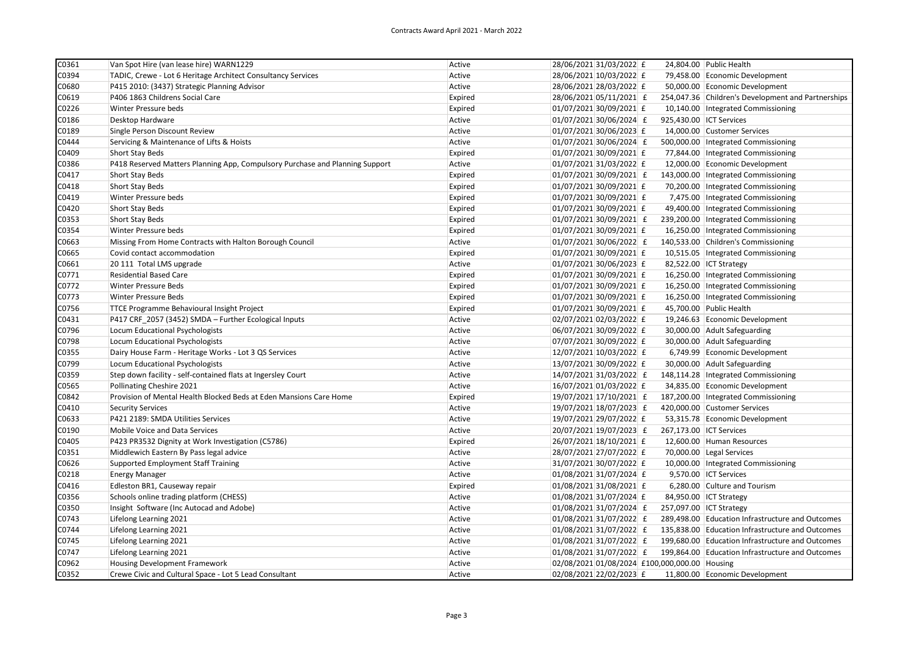Contracts Award April 2021 - March 2022

| | | | | | | |
|---|---|---|---|---|---|---|
| C0361 | Van Spot Hire (van lease hire) WARN1229 | Active | 28/06/2021 | 31/03/2022 | £ 24,804.00 | Public Health |
| C0394 | TADIC, Crewe - Lot 6 Heritage Architect Consultancy Services | Active | 28/06/2021 | 10/03/2022 | £ 79,458.00 | Economic Development |
| C0680 | P415 2010: (3437) Strategic Planning Advisor | Active | 28/06/2021 | 28/03/2022 | £ 50,000.00 | Economic Development |
| C0619 | P406 1863 Childrens Social Care | Expired | 28/06/2021 | 05/11/2021 | £ 254,047.36 | Children's Development and Partnerships |
| C0226 | Winter Pressure beds | Expired | 01/07/2021 | 30/09/2021 | £ 10,140.00 | Integrated Commissioning |
| C0186 | Desktop Hardware | Active | 01/07/2021 | 30/06/2024 | £ 925,430.00 | ICT Services |
| C0189 | Single Person Discount Review | Active | 01/07/2021 | 30/06/2023 | £ 14,000.00 | Customer Services |
| C0444 | Servicing & Maintenance of Lifts & Hoists | Active | 01/07/2021 | 30/06/2024 | £ 500,000.00 | Integrated Commissioning |
| C0409 | Short Stay Beds | Expired | 01/07/2021 | 30/09/2021 | £ 77,844.00 | Integrated Commissioning |
| C0386 | P418 Reserved Matters Planning App, Compulsory Purchase and Planning Support | Active | 01/07/2021 | 31/03/2022 | £ 12,000.00 | Economic Development |
| C0417 | Short Stay Beds | Expired | 01/07/2021 | 30/09/2021 | £ 143,000.00 | Integrated Commissioning |
| C0418 | Short Stay Beds | Expired | 01/07/2021 | 30/09/2021 | £ 70,200.00 | Integrated Commissioning |
| C0419 | Winter Pressure beds | Expired | 01/07/2021 | 30/09/2021 | £ 7,475.00 | Integrated Commissioning |
| C0420 | Short Stay Beds | Expired | 01/07/2021 | 30/09/2021 | £ 49,400.00 | Integrated Commissioning |
| C0353 | Short Stay Beds | Expired | 01/07/2021 | 30/09/2021 | £ 239,200.00 | Integrated Commissioning |
| C0354 | Winter Pressure beds | Expired | 01/07/2021 | 30/09/2021 | £ 16,250.00 | Integrated Commissioning |
| C0663 | Missing From Home Contracts with Halton Borough Council | Active | 01/07/2021 | 30/06/2022 | £ 140,533.00 | Children's Commissioning |
| C0665 | Covid contact accommodation | Expired | 01/07/2021 | 30/09/2021 | £ 10,515.05 | Integrated Commissioning |
| C0661 | 20 111 Total LMS upgrade | Active | 01/07/2021 | 30/06/2023 | £ 82,522.00 | ICT Strategy |
| C0771 | Residential Based Care | Expired | 01/07/2021 | 30/09/2021 | £ 16,250.00 | Integrated Commissioning |
| C0772 | Winter Pressure Beds | Expired | 01/07/2021 | 30/09/2021 | £ 16,250.00 | Integrated Commissioning |
| C0773 | Winter Pressure Beds | Expired | 01/07/2021 | 30/09/2021 | £ 16,250.00 | Integrated Commissioning |
| C0756 | TTCE Programme Behavioural Insight Project | Expired | 01/07/2021 | 30/09/2021 | £ 45,700.00 | Public Health |
| C0431 | P417 CRF_2057 (3452) SMDA – Further Ecological Inputs | Active | 02/07/2021 | 02/03/2022 | £ 19,246.63 | Economic Development |
| C0796 | Locum Educational Psychologists | Active | 06/07/2021 | 30/09/2022 | £ 30,000.00 | Adult Safeguarding |
| C0798 | Locum Educational Psychologists | Active | 07/07/2021 | 30/09/2022 | £ 30,000.00 | Adult Safeguarding |
| C0355 | Dairy House Farm - Heritage Works - Lot 3 QS Services | Active | 12/07/2021 | 10/03/2022 | £ 6,749.99 | Economic Development |
| C0799 | Locum Educational Psychologists | Active | 13/07/2021 | 30/09/2022 | £ 30,000.00 | Adult Safeguarding |
| C0359 | Step down facility - self-contained flats at Ingersley Court | Active | 14/07/2021 | 31/03/2022 | £ 148,114.28 | Integrated Commissioning |
| C0565 | Pollinating Cheshire 2021 | Active | 16/07/2021 | 01/03/2022 | £ 34,835.00 | Economic Development |
| C0842 | Provision of Mental Health Blocked Beds at Eden Mansions Care Home | Expired | 19/07/2021 | 17/10/2021 | £ 187,200.00 | Integrated Commissioning |
| C0410 | Security Services | Active | 19/07/2021 | 18/07/2023 | £ 420,000.00 | Customer Services |
| C0633 | P421 2189: SMDA Utilities Services | Active | 19/07/2021 | 29/07/2022 | £ 53,315.78 | Economic Development |
| C0190 | Mobile Voice and Data Services | Active | 20/07/2021 | 19/07/2023 | £ 267,173.00 | ICT Services |
| C0405 | P423 PR3532 Dignity at Work Investigation (C5786) | Expired | 26/07/2021 | 18/10/2021 | £ 12,600.00 | Human Resources |
| C0351 | Middlewich Eastern By Pass legal advice | Active | 28/07/2021 | 27/07/2022 | £ 70,000.00 | Legal Services |
| C0626 | Supported Employment Staff Training | Active | 31/07/2021 | 30/07/2022 | £ 10,000.00 | Integrated Commissioning |
| C0218 | Energy Manager | Active | 01/08/2021 | 31/07/2024 | £ 9,570.00 | ICT Services |
| C0416 | Edleston BR1, Causeway repair | Expired | 01/08/2021 | 31/08/2021 | £ 6,280.00 | Culture and Tourism |
| C0356 | Schools online trading platform (CHESS) | Active | 01/08/2021 | 31/07/2024 | £ 84,950.00 | ICT Strategy |
| C0350 | Insight Software (Inc Autocad and Adobe) | Active | 01/08/2021 | 31/07/2024 | £ 257,097.00 | ICT Strategy |
| C0743 | Lifelong Learning 2021 | Active | 01/08/2021 | 31/07/2022 | £ 289,498.00 | Education Infrastructure and Outcomes |
| C0744 | Lifelong Learning 2021 | Active | 01/08/2021 | 31/07/2022 | £ 135,838.00 | Education Infrastructure and Outcomes |
| C0745 | Lifelong Learning 2021 | Active | 01/08/2021 | 31/07/2022 | £ 199,680.00 | Education Infrastructure and Outcomes |
| C0747 | Lifelong Learning 2021 | Active | 01/08/2021 | 31/07/2022 | £ 199,864.00 | Education Infrastructure and Outcomes |
| C0962 | Housing Development Framework | Active | 02/08/2021 | 01/08/2024 | £100,000,000.00 | Housing |
| C0352 | Crewe Civic and Cultural Space - Lot 5 Lead Consultant | Active | 02/08/2021 | 22/02/2023 | £ 11,800.00 | Economic Development |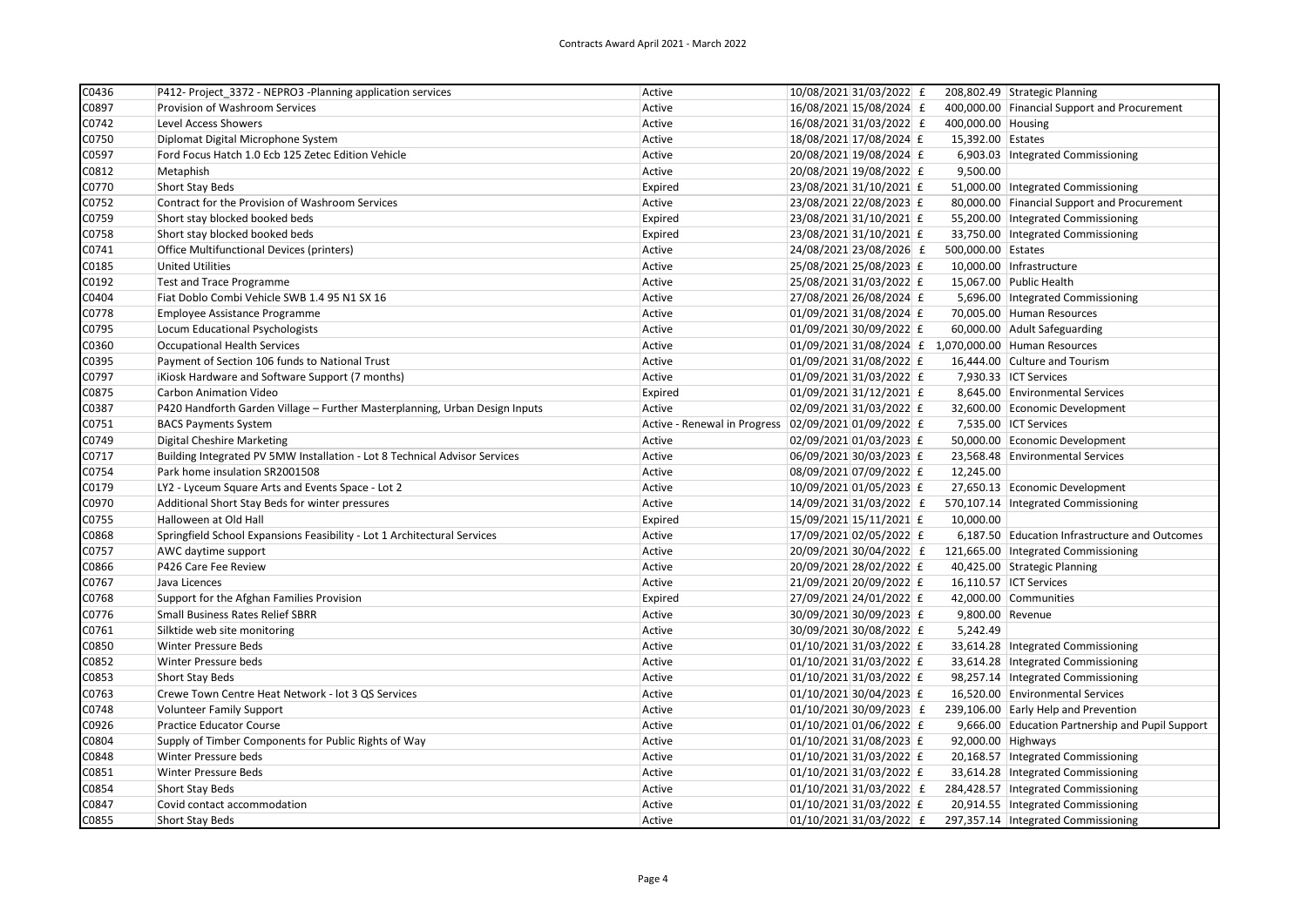Contracts Award April 2021 - March 2022

| | | | | | | | |
|---|---|---|---|---|---|---|---|
| C0436 | P412- Project_3372 - NEPRO3 -Planning application services | Active | 10/08/2021 | 31/03/2022 | £ | 208,802.49 | Strategic Planning |
| C0897 | Provision of Washroom Services | Active | 16/08/2021 | 15/08/2024 | £ | 400,000.00 | Financial Support and Procurement |
| C0742 | Level Access Showers | Active | 16/08/2021 | 31/03/2022 | £ | 400,000.00 | Housing |
| C0750 | Diplomat Digital Microphone System | Active | 18/08/2021 | 17/08/2024 | £ | 15,392.00 | Estates |
| C0597 | Ford Focus Hatch 1.0 Ecb 125 Zetec Edition Vehicle | Active | 20/08/2021 | 19/08/2024 | £ | 6,903.03 | Integrated Commissioning |
| C0812 | Metaphish | Active | 20/08/2021 | 19/08/2022 | £ | 9,500.00 | |
| C0770 | Short Stay Beds | Expired | 23/08/2021 | 31/10/2021 | £ | 51,000.00 | Integrated Commissioning |
| C0752 | Contract for the Provision of Washroom Services | Active | 23/08/2021 | 22/08/2023 | £ | 80,000.00 | Financial Support and Procurement |
| C0759 | Short stay blocked booked beds | Expired | 23/08/2021 | 31/10/2021 | £ | 55,200.00 | Integrated Commissioning |
| C0758 | Short stay blocked booked beds | Expired | 23/08/2021 | 31/10/2021 | £ | 33,750.00 | Integrated Commissioning |
| C0741 | Office Multifunctional Devices (printers) | Active | 24/08/2021 | 23/08/2026 | £ | 500,000.00 | Estates |
| C0185 | United Utilities | Active | 25/08/2021 | 25/08/2023 | £ | 10,000.00 | Infrastructure |
| C0192 | Test and Trace Programme | Active | 25/08/2021 | 31/03/2022 | £ | 15,067.00 | Public Health |
| C0404 | Fiat Doblo Combi Vehicle SWB 1.4 95 N1 SX 16 | Active | 27/08/2021 | 26/08/2024 | £ | 5,696.00 | Integrated Commissioning |
| C0778 | Employee Assistance Programme | Active | 01/09/2021 | 31/08/2024 | £ | 70,005.00 | Human Resources |
| C0795 | Locum Educational Psychologists | Active | 01/09/2021 | 30/09/2022 | £ | 60,000.00 | Adult Safeguarding |
| C0360 | Occupational Health Services | Active | 01/09/2021 | 31/08/2024 | £ | 1,070,000.00 | Human Resources |
| C0395 | Payment of Section 106 funds to National Trust | Active | 01/09/2021 | 31/08/2022 | £ | 16,444.00 | Culture and Tourism |
| C0797 | iKiosk Hardware and Software Support (7 months) | Active | 01/09/2021 | 31/03/2022 | £ | 7,930.33 | ICT Services |
| C0875 | Carbon Animation Video | Expired | 01/09/2021 | 31/12/2021 | £ | 8,645.00 | Environmental Services |
| C0387 | P420 Handforth Garden Village – Further Masterplanning, Urban Design Inputs | Active | 02/09/2021 | 31/03/2022 | £ | 32,600.00 | Economic Development |
| C0751 | BACS Payments System | Active - Renewal in Progress | 02/09/2021 | 01/09/2022 | £ | 7,535.00 | ICT Services |
| C0749 | Digital Cheshire Marketing | Active | 02/09/2021 | 01/03/2023 | £ | 50,000.00 | Economic Development |
| C0717 | Building Integrated PV 5MW Installation - Lot 8 Technical Advisor Services | Active | 06/09/2021 | 30/03/2023 | £ | 23,568.48 | Environmental Services |
| C0754 | Park home insulation SR2001508 | Active | 08/09/2021 | 07/09/2022 | £ | 12,245.00 | |
| C0179 | LY2 - Lyceum Square Arts and Events Space - Lot 2 | Active | 10/09/2021 | 01/05/2023 | £ | 27,650.13 | Economic Development |
| C0970 | Additional Short Stay Beds for winter pressures | Active | 14/09/2021 | 31/03/2022 | £ | 570,107.14 | Integrated Commissioning |
| C0755 | Halloween at Old Hall | Expired | 15/09/2021 | 15/11/2021 | £ | 10,000.00 | |
| C0868 | Springfield School Expansions Feasibility - Lot 1 Architectural Services | Active | 17/09/2021 | 02/05/2022 | £ | 6,187.50 | Education Infrastructure and Outcomes |
| C0757 | AWC daytime support | Active | 20/09/2021 | 30/04/2022 | £ | 121,665.00 | Integrated Commissioning |
| C0866 | P426 Care Fee Review | Active | 20/09/2021 | 28/02/2022 | £ | 40,425.00 | Strategic Planning |
| C0767 | Java Licences | Active | 21/09/2021 | 20/09/2022 | £ | 16,110.57 | ICT Services |
| C0768 | Support for the Afghan Families Provision | Expired | 27/09/2021 | 24/01/2022 | £ | 42,000.00 | Communities |
| C0776 | Small Business Rates Relief SBRR | Active | 30/09/2021 | 30/09/2023 | £ | 9,800.00 | Revenue |
| C0761 | Silktide web site monitoring | Active | 30/09/2021 | 30/08/2022 | £ | 5,242.49 | |
| C0850 | Winter Pressure Beds | Active | 01/10/2021 | 31/03/2022 | £ | 33,614.28 | Integrated Commissioning |
| C0852 | Winter Pressure beds | Active | 01/10/2021 | 31/03/2022 | £ | 33,614.28 | Integrated Commissioning |
| C0853 | Short Stay Beds | Active | 01/10/2021 | 31/03/2022 | £ | 98,257.14 | Integrated Commissioning |
| C0763 | Crewe Town Centre Heat Network - lot 3 QS Services | Active | 01/10/2021 | 30/04/2023 | £ | 16,520.00 | Environmental Services |
| C0748 | Volunteer Family Support | Active | 01/10/2021 | 30/09/2023 | £ | 239,106.00 | Early Help and Prevention |
| C0926 | Practice Educator Course | Active | 01/10/2021 | 01/06/2022 | £ | 9,666.00 | Education Partnership and Pupil Support |
| C0804 | Supply of Timber Components for Public Rights of Way | Active | 01/10/2021 | 31/08/2023 | £ | 92,000.00 | Highways |
| C0848 | Winter Pressure beds | Active | 01/10/2021 | 31/03/2022 | £ | 20,168.57 | Integrated Commissioning |
| C0851 | Winter Pressure Beds | Active | 01/10/2021 | 31/03/2022 | £ | 33,614.28 | Integrated Commissioning |
| C0854 | Short Stay Beds | Active | 01/10/2021 | 31/03/2022 | £ | 284,428.57 | Integrated Commissioning |
| C0847 | Covid contact accommodation | Active | 01/10/2021 | 31/03/2022 | £ | 20,914.55 | Integrated Commissioning |
| C0855 | Short Stay Beds | Active | 01/10/2021 | 31/03/2022 | £ | 297,357.14 | Integrated Commissioning |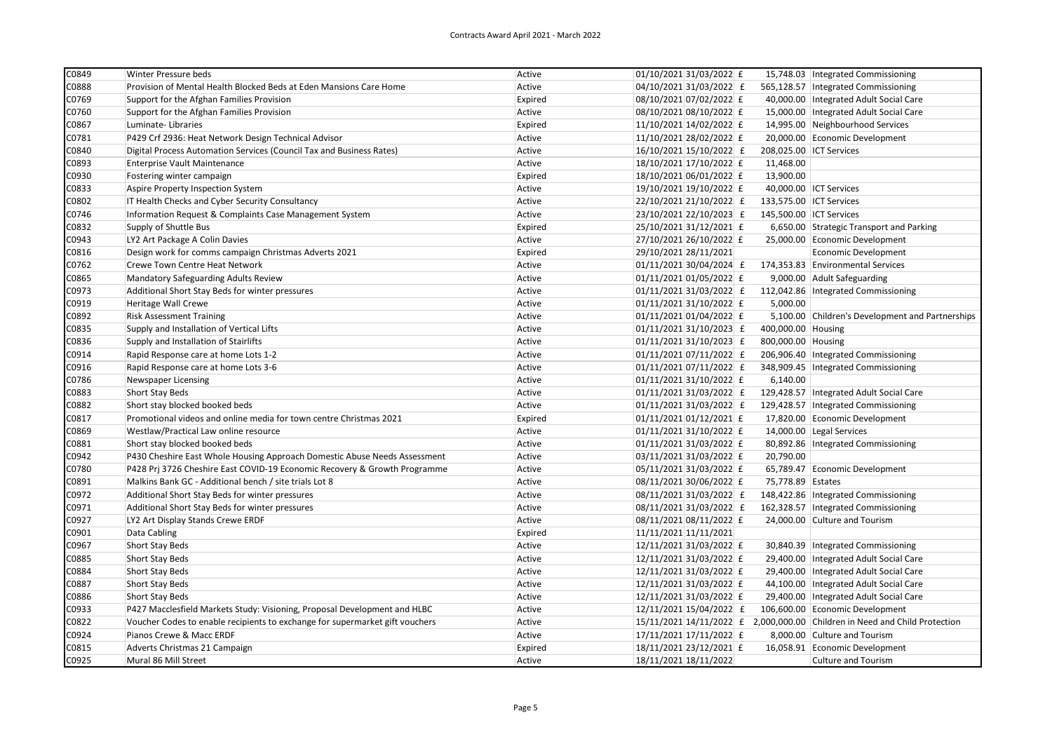Contracts Award April 2021 - March 2022

| | | | | | | | |
|---|---|---|---|---|---|---|---|
| C0849 | Winter Pressure beds | Active | 01/10/2021 | 31/03/2022 | £ | 15,748.03 | Integrated Commissioning |
| C0888 | Provision of Mental Health Blocked Beds at Eden Mansions Care Home | Active | 04/10/2021 | 31/03/2022 | £ | 565,128.57 | Integrated Commissioning |
| C0769 | Support for the Afghan Families Provision | Expired | 08/10/2021 | 07/02/2022 | £ | 40,000.00 | Integrated Adult Social Care |
| C0760 | Support for the Afghan Families Provision | Active | 08/10/2021 | 08/10/2022 | £ | 15,000.00 | Integrated Adult Social Care |
| C0867 | Luminate- Libraries | Expired | 11/10/2021 | 14/02/2022 | £ | 14,995.00 | Neighbourhood Services |
| C0781 | P429 Crf 2936: Heat Network Design Technical Advisor | Active | 11/10/2021 | 28/02/2022 | £ | 20,000.00 | Economic Development |
| C0840 | Digital Process Automation Services (Council Tax and Business Rates) | Active | 16/10/2021 | 15/10/2022 | £ | 208,025.00 | ICT Services |
| C0893 | Enterprise Vault Maintenance | Active | 18/10/2021 | 17/10/2022 | £ | 11,468.00 | |
| C0930 | Fostering winter campaign | Expired | 18/10/2021 | 06/01/2022 | £ | 13,900.00 | |
| C0833 | Aspire Property Inspection System | Active | 19/10/2021 | 19/10/2022 | £ | 40,000.00 | ICT Services |
| C0802 | IT Health Checks and Cyber Security Consultancy | Active | 22/10/2021 | 21/10/2022 | £ | 133,575.00 | ICT Services |
| C0746 | Information Request & Complaints Case Management System | Active | 23/10/2021 | 22/10/2023 | £ | 145,500.00 | ICT Services |
| C0832 | Supply of Shuttle Bus | Expired | 25/10/2021 | 31/12/2021 | £ | 6,650.00 | Strategic Transport and Parking |
| C0943 | LY2 Art Package A Colin Davies | Active | 27/10/2021 | 26/10/2022 | £ | 25,000.00 | Economic Development |
| C0816 | Design work for comms campaign Christmas Adverts 2021 | Expired | 29/10/2021 | 28/11/2021 | | | Economic Development |
| C0762 | Crewe Town Centre Heat Network | Active | 01/11/2021 | 30/04/2024 | £ | 174,353.83 | Environmental Services |
| C0865 | Mandatory Safeguarding Adults Review | Active | 01/11/2021 | 01/05/2022 | £ | 9,000.00 | Adult Safeguarding |
| C0973 | Additional Short Stay Beds for winter pressures | Active | 01/11/2021 | 31/03/2022 | £ | 112,042.86 | Integrated Commissioning |
| C0919 | Heritage Wall Crewe | Active | 01/11/2021 | 31/10/2022 | £ | 5,000.00 | |
| C0892 | Risk Assessment Training | Active | 01/11/2021 | 01/04/2022 | £ | 5,100.00 | Children's Development and Partnerships |
| C0835 | Supply and Installation of Vertical Lifts | Active | 01/11/2021 | 31/10/2023 | £ | 400,000.00 | Housing |
| C0836 | Supply and Installation of Stairlifts | Active | 01/11/2021 | 31/10/2023 | £ | 800,000.00 | Housing |
| C0914 | Rapid Response care at home Lots 1-2 | Active | 01/11/2021 | 07/11/2022 | £ | 206,906.40 | Integrated Commissioning |
| C0916 | Rapid Response care at home Lots 3-6 | Active | 01/11/2021 | 07/11/2022 | £ | 348,909.45 | Integrated Commissioning |
| C0786 | Newspaper Licensing | Active | 01/11/2021 | 31/10/2022 | £ | 6,140.00 | |
| C0883 | Short Stay Beds | Active | 01/11/2021 | 31/03/2022 | £ | 129,428.57 | Integrated Adult Social Care |
| C0882 | Short stay blocked booked beds | Active | 01/11/2021 | 31/03/2022 | £ | 129,428.57 | Integrated Commissioning |
| C0817 | Promotional videos and online media for town centre Christmas 2021 | Expired | 01/11/2021 | 01/12/2021 | £ | 17,820.00 | Economic Development |
| C0869 | Westlaw/Practical Law online resource | Active | 01/11/2021 | 31/10/2022 | £ | 14,000.00 | Legal Services |
| C0881 | Short stay blocked booked beds | Active | 01/11/2021 | 31/03/2022 | £ | 80,892.86 | Integrated Commissioning |
| C0942 | P430 Cheshire East Whole Housing Approach Domestic Abuse Needs Assessment | Active | 03/11/2021 | 31/03/2022 | £ | 20,790.00 | |
| C0780 | P428 Prj 3726 Cheshire East COVID-19 Economic Recovery & Growth Programme | Active | 05/11/2021 | 31/03/2022 | £ | 65,789.47 | Economic Development |
| C0891 | Malkins Bank GC - Additional bench / site trials Lot 8 | Active | 08/11/2021 | 30/06/2022 | £ | 75,778.89 | Estates |
| C0972 | Additional Short Stay Beds for winter pressures | Active | 08/11/2021 | 31/03/2022 | £ | 148,422.86 | Integrated Commissioning |
| C0971 | Additional Short Stay Beds for winter pressures | Active | 08/11/2021 | 31/03/2022 | £ | 162,328.57 | Integrated Commissioning |
| C0927 | LY2 Art Display Stands Crewe ERDF | Active | 08/11/2021 | 08/11/2022 | £ | 24,000.00 | Culture and Tourism |
| C0901 | Data Cabling | Expired | 11/11/2021 | 11/11/2021 | | | |
| C0967 | Short Stay Beds | Active | 12/11/2021 | 31/03/2022 | £ | 30,840.39 | Integrated Commissioning |
| C0885 | Short Stay Beds | Active | 12/11/2021 | 31/03/2022 | £ | 29,400.00 | Integrated Adult Social Care |
| C0884 | Short Stay Beds | Active | 12/11/2021 | 31/03/2022 | £ | 29,400.00 | Integrated Adult Social Care |
| C0887 | Short Stay Beds | Active | 12/11/2021 | 31/03/2022 | £ | 44,100.00 | Integrated Adult Social Care |
| C0886 | Short Stay Beds | Active | 12/11/2021 | 31/03/2022 | £ | 29,400.00 | Integrated Adult Social Care |
| C0933 | P427 Macclesfield Markets Study: Visioning, Proposal Development and HLBC | Active | 12/11/2021 | 15/04/2022 | £ | 106,600.00 | Economic Development |
| C0822 | Voucher Codes to enable recipients to exchange for supermarket gift vouchers | Active | 15/11/2021 | 14/11/2022 | £ | 2,000,000.00 | Children in Need and Child Protection |
| C0924 | Pianos Crewe & Macc ERDF | Active | 17/11/2021 | 17/11/2022 | £ | 8,000.00 | Culture and Tourism |
| C0815 | Adverts Christmas 21 Campaign | Expired | 18/11/2021 | 23/12/2021 | £ | 16,058.91 | Economic Development |
| C0925 | Mural 86 Mill Street | Active | 18/11/2021 | 18/11/2022 | | | Culture and Tourism |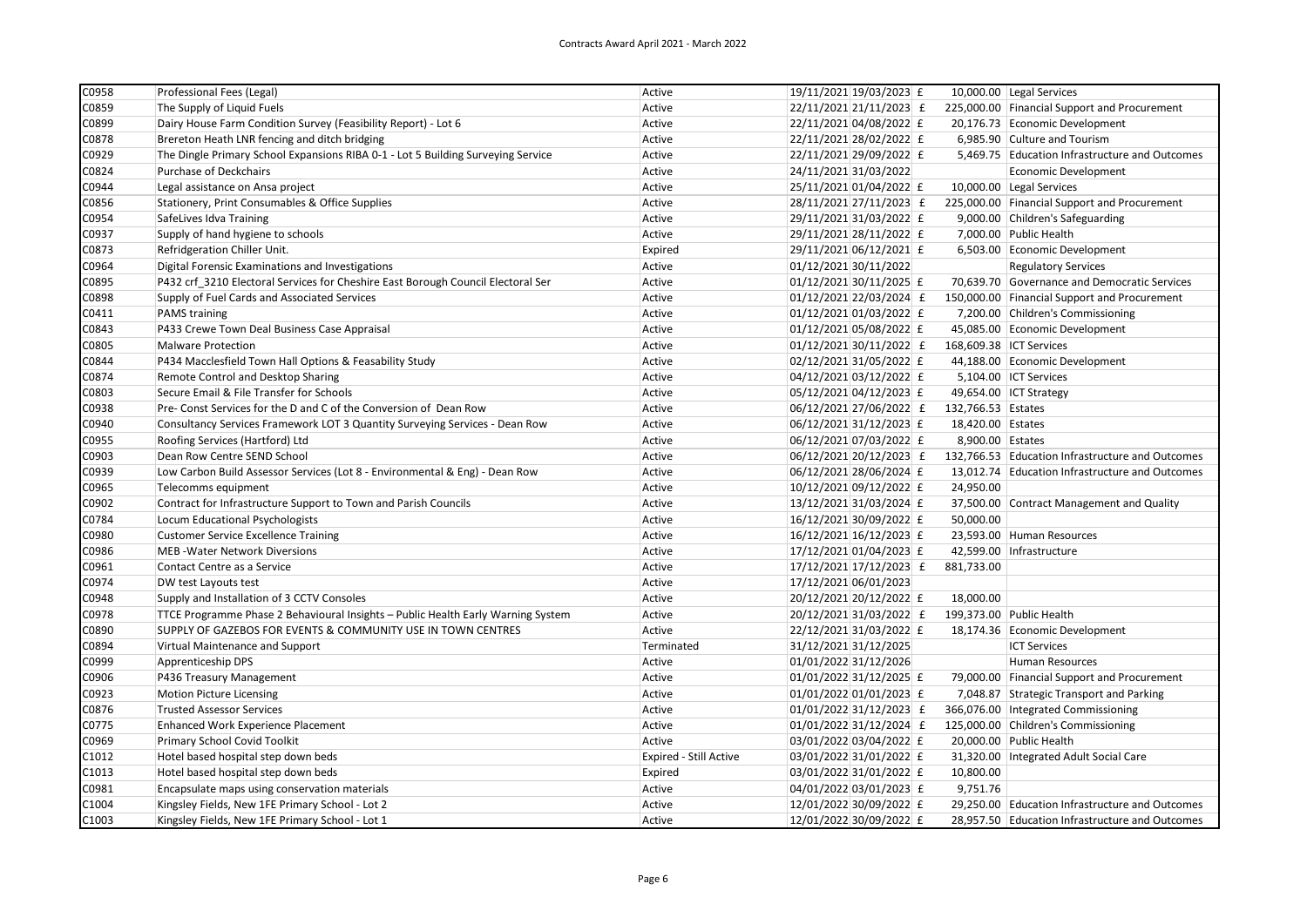Contracts Award April 2021 - March 2022

| | | | | | | | |
|---|---|---|---|---|---|---|---|
| C0958 | Professional Fees (Legal) | Active | 19/11/2021 | 19/03/2023 | £ | 10,000.00 | Legal Services |
| C0859 | The Supply of Liquid Fuels | Active | 22/11/2021 | 21/11/2023 | £ | 225,000.00 | Financial Support and Procurement |
| C0899 | Dairy House Farm Condition Survey (Feasibility Report) - Lot 6 | Active | 22/11/2021 | 04/08/2022 | £ | 20,176.73 | Economic Development |
| C0878 | Brereton Heath LNR fencing and ditch bridging | Active | 22/11/2021 | 28/02/2022 | £ | 6,985.90 | Culture and Tourism |
| C0929 | The Dingle Primary School Expansions RIBA 0-1 - Lot 5 Building Surveying Service | Active | 22/11/2021 | 29/09/2022 | £ | 5,469.75 | Education Infrastructure and Outcomes |
| C0824 | Purchase of Deckchairs | Active | 24/11/2021 | 31/03/2022 | | | Economic Development |
| C0944 | Legal assistance on Ansa project | Active | 25/11/2021 | 01/04/2022 | £ | 10,000.00 | Legal Services |
| C0856 | Stationery, Print Consumables & Office Supplies | Active | 28/11/2021 | 27/11/2023 | £ | 225,000.00 | Financial Support and Procurement |
| C0954 | SafeLives Idva Training | Active | 29/11/2021 | 31/03/2022 | £ | 9,000.00 | Children's Safeguarding |
| C0937 | Supply of hand hygiene to schools | Active | 29/11/2021 | 28/11/2022 | £ | 7,000.00 | Public Health |
| C0873 | Refridgeration Chiller Unit. | Expired | 29/11/2021 | 06/12/2021 | £ | 6,503.00 | Economic Development |
| C0964 | Digital Forensic Examinations and Investigations | Active | 01/12/2021 | 30/11/2022 | | | Regulatory Services |
| C0895 | P432 crf_3210 Electoral Services for Cheshire East Borough Council Electoral Ser | Active | 01/12/2021 | 30/11/2025 | £ | 70,639.70 | Governance and Democratic Services |
| C0898 | Supply of Fuel Cards and Associated Services | Active | 01/12/2021 | 22/03/2024 | £ | 150,000.00 | Financial Support and Procurement |
| C0411 | PAMS training | Active | 01/12/2021 | 01/03/2022 | £ | 7,200.00 | Children's Commissioning |
| C0843 | P433 Crewe Town Deal Business Case Appraisal | Active | 01/12/2021 | 05/08/2022 | £ | 45,085.00 | Economic Development |
| C0805 | Malware Protection | Active | 01/12/2021 | 30/11/2022 | £ | 168,609.38 | ICT Services |
| C0844 | P434 Macclesfield Town Hall Options & Feasability Study | Active | 02/12/2021 | 31/05/2022 | £ | 44,188.00 | Economic Development |
| C0874 | Remote Control and Desktop Sharing | Active | 04/12/2021 | 03/12/2022 | £ | 5,104.00 | ICT Services |
| C0803 | Secure Email & File Transfer for Schools | Active | 05/12/2021 | 04/12/2023 | £ | 49,654.00 | ICT Strategy |
| C0938 | Pre- Const Services for the D and C of the Conversion of Dean Row | Active | 06/12/2021 | 27/06/2022 | £ | 132,766.53 | Estates |
| C0940 | Consultancy Services Framework LOT 3 Quantity Surveying Services - Dean Row | Active | 06/12/2021 | 31/12/2023 | £ | 18,420.00 | Estates |
| C0955 | Roofing Services (Hartford) Ltd | Active | 06/12/2021 | 07/03/2022 | £ | 8,900.00 | Estates |
| C0903 | Dean Row Centre SEND School | Active | 06/12/2021 | 20/12/2023 | £ | 132,766.53 | Education Infrastructure and Outcomes |
| C0939 | Low Carbon Build Assessor Services (Lot 8 - Environmental & Eng) - Dean Row | Active | 06/12/2021 | 28/06/2024 | £ | 13,012.74 | Education Infrastructure and Outcomes |
| C0965 | Telecomms equipment | Active | 10/12/2021 | 09/12/2022 | £ | 24,950.00 | |
| C0902 | Contract for Infrastructure Support to Town and Parish Councils | Active | 13/12/2021 | 31/03/2024 | £ | 37,500.00 | Contract Management and Quality |
| C0784 | Locum Educational Psychologists | Active | 16/12/2021 | 30/09/2022 | £ | 50,000.00 | |
| C0980 | Customer Service Excellence Training | Active | 16/12/2021 | 16/12/2023 | £ | 23,593.00 | Human Resources |
| C0986 | MEB -Water Network Diversions | Active | 17/12/2021 | 01/04/2023 | £ | 42,599.00 | Infrastructure |
| C0961 | Contact Centre as a Service | Active | 17/12/2021 | 17/12/2023 | £ | 881,733.00 | |
| C0974 | DW test Layouts test | Active | 17/12/2021 | 06/01/2023 | | | |
| C0948 | Supply and Installation of 3 CCTV Consoles | Active | 20/12/2021 | 20/12/2022 | £ | 18,000.00 | |
| C0978 | TTCE Programme Phase 2 Behavioural Insights – Public Health Early Warning System | Active | 20/12/2021 | 31/03/2022 | £ | 199,373.00 | Public Health |
| C0890 | SUPPLY OF GAZEBOS FOR EVENTS & COMMUNITY USE IN TOWN CENTRES | Active | 22/12/2021 | 31/03/2022 | £ | 18,174.36 | Economic Development |
| C0894 | Virtual Maintenance and Support | Terminated | 31/12/2021 | 31/12/2025 | | | ICT Services |
| C0999 | Apprenticeship DPS | Active | 01/01/2022 | 31/12/2026 | | | Human Resources |
| C0906 | P436 Treasury Management | Active | 01/01/2022 | 31/12/2025 | £ | 79,000.00 | Financial Support and Procurement |
| C0923 | Motion Picture Licensing | Active | 01/01/2022 | 01/01/2023 | £ | 7,048.87 | Strategic Transport and Parking |
| C0876 | Trusted Assessor Services | Active | 01/01/2022 | 31/12/2023 | £ | 366,076.00 | Integrated Commissioning |
| C0775 | Enhanced Work Experience Placement | Active | 01/01/2022 | 31/12/2024 | £ | 125,000.00 | Children's Commissioning |
| C0969 | Primary School Covid Toolkit | Active | 03/01/2022 | 03/04/2022 | £ | 20,000.00 | Public Health |
| C1012 | Hotel based hospital step down beds | Expired - Still Active | 03/01/2022 | 31/01/2022 | £ | 31,320.00 | Integrated Adult Social Care |
| C1013 | Hotel based hospital step down beds | Expired | 03/01/2022 | 31/01/2022 | £ | 10,800.00 | |
| C0981 | Encapsulate maps using conservation materials | Active | 04/01/2022 | 03/01/2023 | £ | 9,751.76 | |
| C1004 | Kingsley Fields, New 1FE Primary School - Lot 2 | Active | 12/01/2022 | 30/09/2022 | £ | 29,250.00 | Education Infrastructure and Outcomes |
| C1003 | Kingsley Fields, New 1FE Primary School - Lot 1 | Active | 12/01/2022 | 30/09/2022 | £ | 28,957.50 | Education Infrastructure and Outcomes |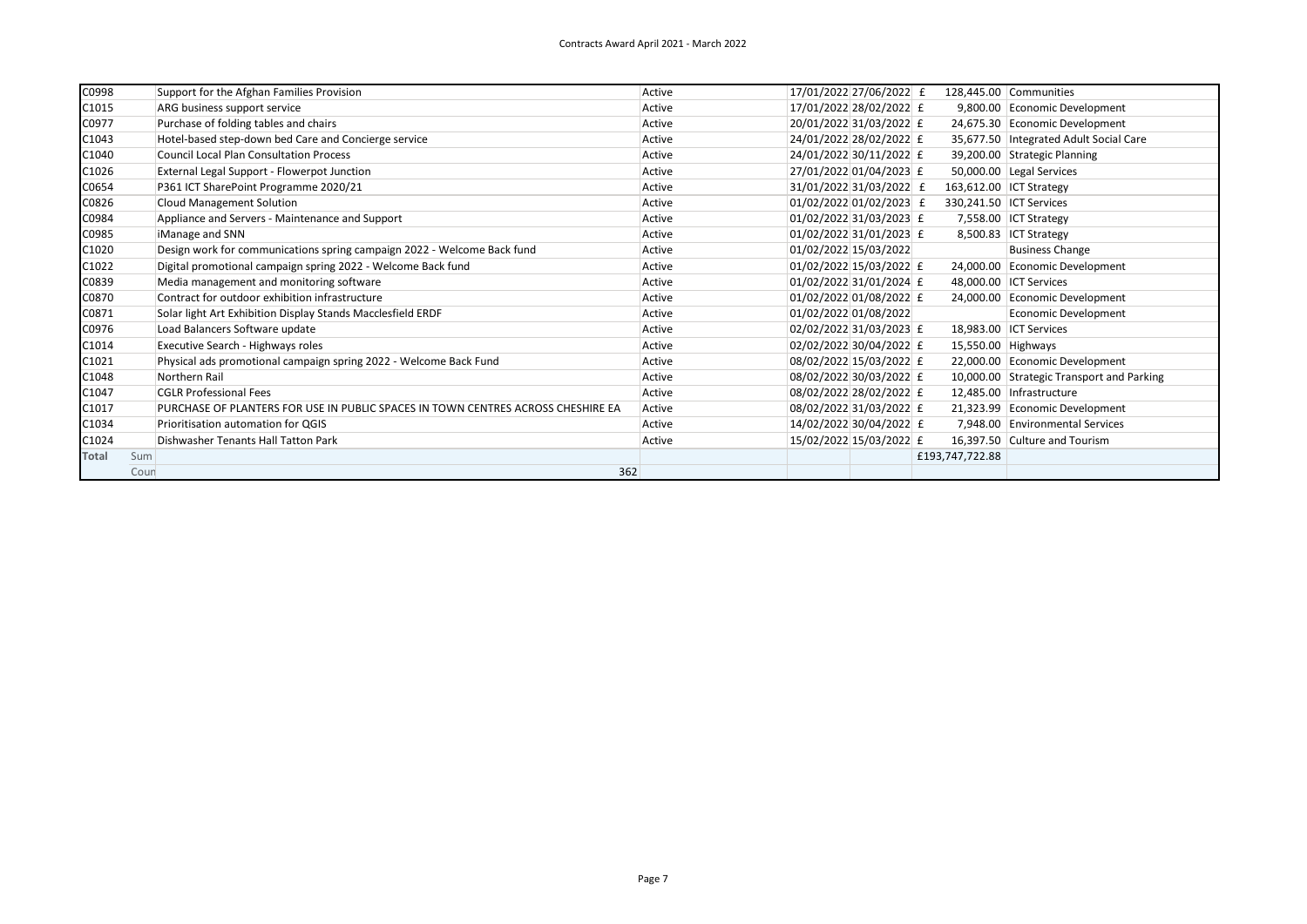Contracts Award April 2021 - March 2022

| | | | | | | | |
|---|---|---|---|---|---|---|---|
| C0998 | Support for the Afghan Families Provision | Active | 17/01/2022 | 27/06/2022 | £ | 128,445.00 | Communities |
| C1015 | ARG business support service | Active | 17/01/2022 | 28/02/2022 | £ | 9,800.00 | Economic Development |
| C0977 | Purchase of folding tables and chairs | Active | 20/01/2022 | 31/03/2022 | £ | 24,675.30 | Economic Development |
| C1043 | Hotel-based step-down bed Care and Concierge service | Active | 24/01/2022 | 28/02/2022 | £ | 35,677.50 | Integrated Adult Social Care |
| C1040 | Council Local Plan Consultation Process | Active | 24/01/2022 | 30/11/2022 | £ | 39,200.00 | Strategic Planning |
| C1026 | External Legal Support - Flowerpot Junction | Active | 27/01/2022 | 01/04/2023 | £ | 50,000.00 | Legal Services |
| C0654 | P361 ICT SharePoint Programme 2020/21 | Active | 31/01/2022 | 31/03/2022 | £ | 163,612.00 | ICT Strategy |
| C0826 | Cloud Management Solution | Active | 01/02/2022 | 01/02/2023 | £ | 330,241.50 | ICT Services |
| C0984 | Appliance and Servers - Maintenance and Support | Active | 01/02/2022 | 31/03/2023 | £ | 7,558.00 | ICT Strategy |
| C0985 | iManage and SNN | Active | 01/02/2022 | 31/01/2023 | £ | 8,500.83 | ICT Strategy |
| C1020 | Design work for communications spring campaign 2022 - Welcome Back fund | Active | 01/02/2022 | 15/03/2022 | | | Business Change |
| C1022 | Digital promotional campaign spring 2022 - Welcome Back fund | Active | 01/02/2022 | 15/03/2022 | £ | 24,000.00 | Economic Development |
| C0839 | Media management and monitoring software | Active | 01/02/2022 | 31/01/2024 | £ | 48,000.00 | ICT Services |
| C0870 | Contract for outdoor exhibition infrastructure | Active | 01/02/2022 | 01/08/2022 | £ | 24,000.00 | Economic Development |
| C0871 | Solar light Art Exhibition Display Stands Macclesfield ERDF | Active | 01/02/2022 | 01/08/2022 | | | Economic Development |
| C0976 | Load Balancers Software update | Active | 02/02/2022 | 31/03/2023 | £ | 18,983.00 | ICT Services |
| C1014 | Executive Search - Highways roles | Active | 02/02/2022 | 30/04/2022 | £ | 15,550.00 | Highways |
| C1021 | Physical ads promotional campaign spring 2022 - Welcome Back Fund | Active | 08/02/2022 | 15/03/2022 | £ | 22,000.00 | Economic Development |
| C1048 | Northern Rail | Active | 08/02/2022 | 30/03/2022 | £ | 10,000.00 | Strategic Transport and Parking |
| C1047 | CGLR Professional Fees | Active | 08/02/2022 | 28/02/2022 | £ | 12,485.00 | Infrastructure |
| C1017 | PURCHASE OF PLANTERS FOR USE IN PUBLIC SPACES IN TOWN CENTRES ACROSS CHESHIRE EA | Active | 08/02/2022 | 31/03/2022 | £ | 21,323.99 | Economic Development |
| C1034 | Prioritisation automation for QGIS | Active | 14/02/2022 | 30/04/2022 | £ | 7,948.00 | Environmental Services |
| C1024 | Dishwasher Tenants Hall Tatton Park | Active | 15/02/2022 | 15/03/2022 | £ | 16,397.50 | Culture and Tourism |
| **Total** Sum | | | | | | £193,747,722.88 | |
| Coun | 362 | | | | | | |